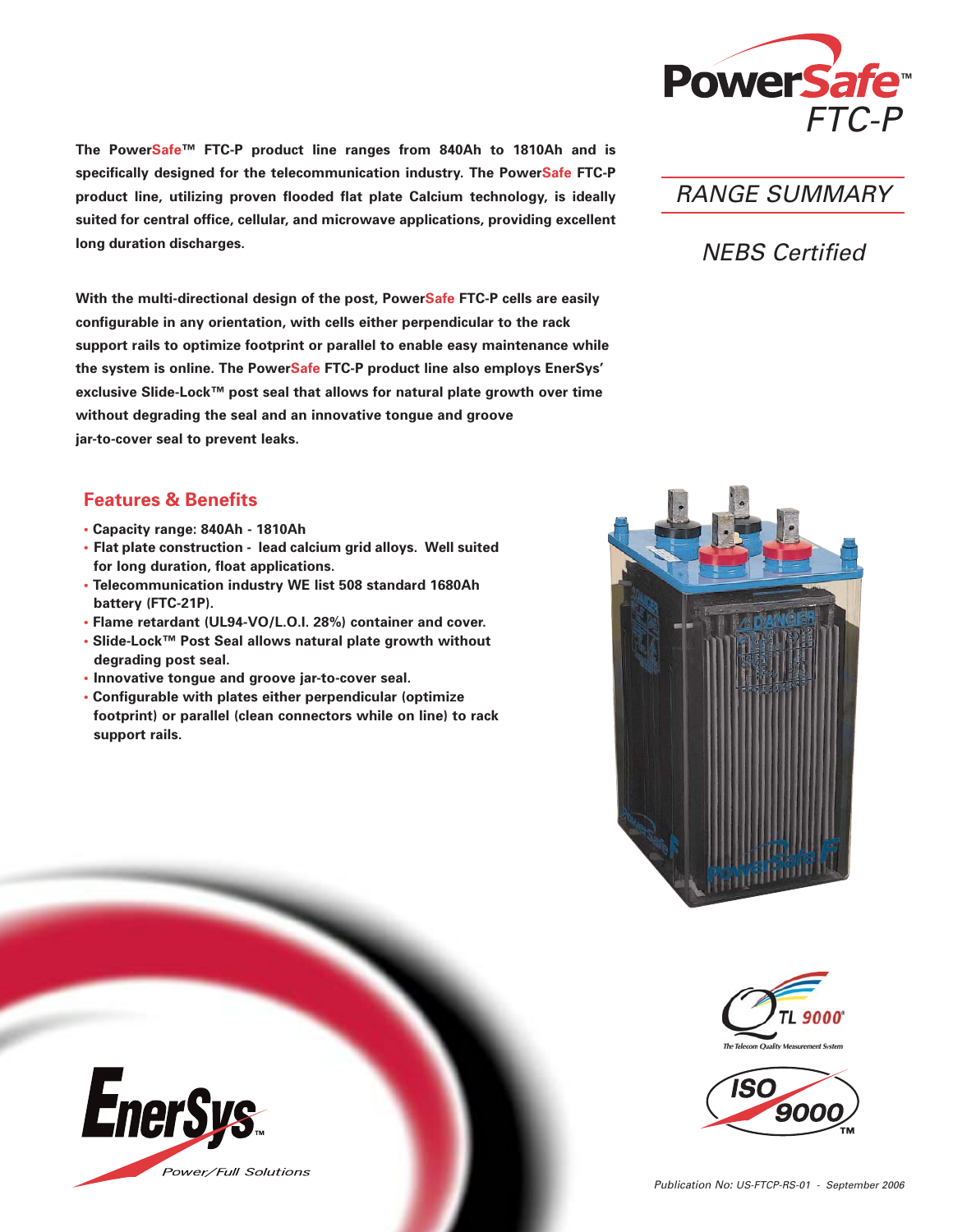# PowerSafe™ FTC-P

## RANGE SUMMARY

*NEBS Certified*

**The PowerSafe™ FTC-P product line ranges from 840Ah to 1810Ah and is specifically designed for the telecommunication industry. The PowerSafe FTC-P product line, utilizing proven flooded flat plate Calcium technology, is ideally suited for central office, cellular, and microwave applications, providing excellent long duration discharges.**

**With the multi-directional design of the post, PowerSafe FTC-P cells are easily configurable in any orientation, with cells either perpendicular to the rack support rails to optimize footprint or parallel to enable easy maintenance while the system is online. The PowerSafe FTC-P product line also employs EnerSys' exclusive Slide-Lock™ post seal that allows for natural plate growth over time without degrading the seal and an innovative tongue and groove jar-to-cover seal to prevent leaks.**

## Features & Benefits

- **Capacity range: 840Ah - 1810Ah**
- **Flat plate construction - lead calcium grid alloys. Well suited for long duration, float applications.**
- **Telecommunication industry WE list 508 standard 1680Ah battery (FTC-21P).**
- **Flame retardant (UL94-VO/L.O.I. 28%) container and cover.**
- **Slide-Lock™ Post Seal allows natural plate growth without degrading post seal.**
- **Innovative tongue and groove jar-to-cover seal.**
- **Configurable with plates either perpendicular (optimize footprint) or parallel (clean connectors while on line) to rack support rails.**

TL 9000® The Telecom Quality Measurement System

ISO 9000™

EnerSys™ Power/Full Solutions

*Publication No: US-FTCP-RS-01 - September 2006*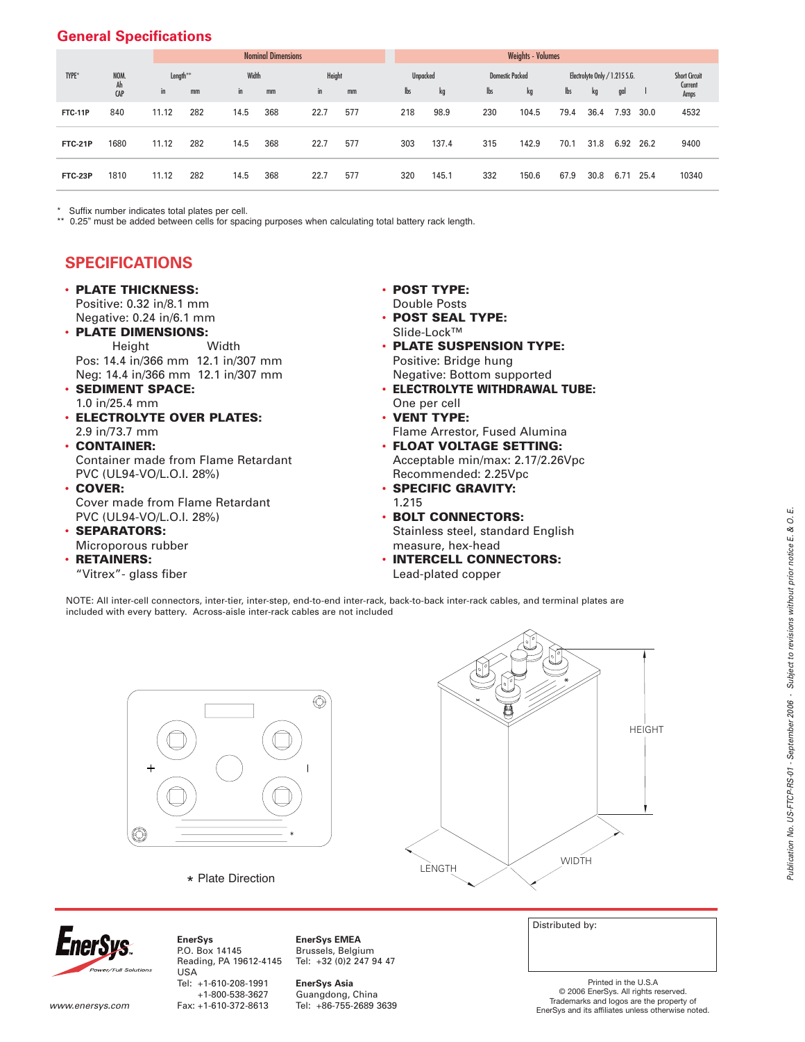## General Specifications

| TYPE* | NOM. Ah CAP | Nominal Dimensions | | | | | | Weights - Volumes | | | | | | | | | Short Circuit Current Amps |
|---|---|---|---|---|---|---|---|---|---|---|---|---|---|---|---|---|---|
| | | Length** | | Width | | Height | | Unpacked | | Domestic Packed | | Electrolyte Only / 1.215 S.G. | | | | | |
| | | in | mm | in | mm | in | mm | lbs | kg | lbs | kg | lbs | kg | gal | l | | |
| FTC-11P | 840 | 11.12 | 282 | 14.5 | 368 | 22.7 | 577 | 218 | 98.9 | 230 | 104.5 | 79.4 | 36.4 | 7.93 | 30.0 | | 4532 |
| FTC-21P | 1680 | 11.12 | 282 | 14.5 | 368 | 22.7 | 577 | 303 | 137.4 | 315 | 142.9 | 70.1 | 31.8 | 6.92 | 26.2 | | 9400 |
| FTC-23P | 1810 | 11.12 | 282 | 14.5 | 368 | 22.7 | 577 | 320 | 145.1 | 332 | 150.6 | 67.9 | 30.8 | 6.71 | 25.4 | | 10340 |

\* Suffix number indicates total plates per cell.
** 0.25" must be added between cells for spacing purposes when calculating total battery rack length.

## SPECIFICATIONS

- **PLATE THICKNESS:**
  Positive: 0.32 in/8.1 mm
  Negative: 0.24 in/6.1 mm
- **PLATE DIMENSIONS:**
  Height Width
  Pos: 14.4 in/366 mm 12.1 in/307 mm
  Neg: 14.4 in/366 mm 12.1 in/307 mm
- **SEDIMENT SPACE:**
  1.0 in/25.4 mm
- **ELECTROLYTE OVER PLATES:**
  2.9 in/73.7 mm
- **CONTAINER:**
  Container made from Flame Retardant PVC (UL94-VO/L.O.I. 28%)
- **COVER:**
  Cover made from Flame Retardant PVC (UL94-VO/L.O.I. 28%)
- **SEPARATORS:**
  Microporous rubber
- **RETAINERS:**
  "Vitrex"- glass fiber
- **POST TYPE:**
  Double Posts
- **POST SEAL TYPE:**
  Slide-Lock™
- **PLATE SUSPENSION TYPE:**
  Positive: Bridge hung
  Negative: Bottom supported
- **ELECTROLYTE WITHDRAWAL TUBE:**
  One per cell
- **VENT TYPE:**
  Flame Arrestor, Fused Alumina
- **FLOAT VOLTAGE SETTING:**
  Acceptable min/max: 2.17/2.26Vpc
  Recommended: 2.25Vpc
- **SPECIFIC GRAVITY:**
  1.215
- **BOLT CONNECTORS:**
  Stainless steel, standard English measure, hex-head
- **INTERCELL CONNECTORS:**
  Lead-plated copper

NOTE: All inter-cell connectors, inter-tier, inter-step, end-to-end inter-rack, back-to-back inter-rack cables, and terminal plates are included with every battery. Across-aisle inter-rack cables are not included

\+

\*

\* Plate Direction

HEIGHT

LENGTH

WIDTH

*Publication No. US-FTCP-RS-01 - September 2006 - Subject to revisions without prior notice E. & O. E.*

EnerSys
Power/Full Solutions

www.enersys.com

**EnerSys**
P.O. Box 14145
Reading, PA 19612-4145
USA
Tel: +1-610-208-1991
+1-800-538-3627
Fax: +1-610-372-8613

**EnerSys EMEA**
Brussels, Belgium
Tel: +32 (0)2 247 94 47

**EnerSys Asia**
Guangdong, China
Tel: +86-755-2689 3639

Distributed by:

Printed in the U.S.A
© 2006 EnerSys. All rights reserved.
Trademarks and logos are the property of EnerSys and its affiliates unless otherwise noted.